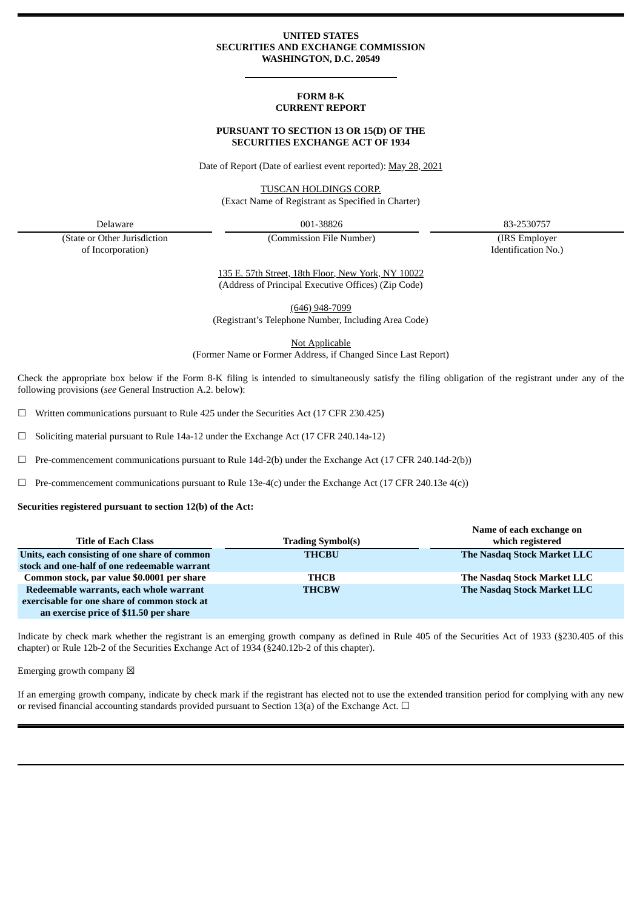**UNITED STATES**
**SECURITIES AND EXCHANGE COMMISSION**
**WASHINGTON, D.C. 20549**

---

# FORM 8-K
# CURRENT REPORT

**PURSUANT TO SECTION 13 OR 15(D) OF THE SECURITIES EXCHANGE ACT OF 1934**

Date of Report (Date of earliest event reported): May 28, 2021

TUSCAN HOLDINGS CORP.
(Exact Name of Registrant as Specified in Charter)

| | | |
|---|---|---|
| Delaware | 001-38826 | 83-2530757 |
| (State or Other Jurisdiction of Incorporation) | (Commission File Number) | (IRS Employer Identification No.) |

135 E. 57th Street, 18th Floor, New York, NY 10022
(Address of Principal Executive Offices) (Zip Code)

(646) 948-7099
(Registrant's Telephone Number, Including Area Code)

Not Applicable
(Former Name or Former Address, if Changed Since Last Report)

Check the appropriate box below if the Form 8-K filing is intended to simultaneously satisfy the filing obligation of the registrant under any of the following provisions (*see* General Instruction A.2. below):

☐ Written communications pursuant to Rule 425 under the Securities Act (17 CFR 230.425)

☐ Soliciting material pursuant to Rule 14a-12 under the Exchange Act (17 CFR 240.14a-12)

☐ Pre-commencement communications pursuant to Rule 14d-2(b) under the Exchange Act (17 CFR 240.14d-2(b))

☐ Pre-commencement communications pursuant to Rule 13e-4(c) under the Exchange Act (17 CFR 240.13e 4(c))

**Securities registered pursuant to section 12(b) of the Act:**

| Title of Each Class | Trading Symbol(s) | Name of each exchange on which registered |
|---|---|---|
| **Units, each consisting of one share of common stock and one-half of one redeemable warrant** | **THCBU** | **The Nasdaq Stock Market LLC** |
| **Common stock, par value $0.0001 per share** | **THCB** | **The Nasdaq Stock Market LLC** |
| **Redeemable warrants, each whole warrant exercisable for one share of common stock at an exercise price of $11.50 per share** | **THCBW** | **The Nasdaq Stock Market LLC** |

Indicate by check mark whether the registrant is an emerging growth company as defined in Rule 405 of the Securities Act of 1933 (§230.405 of this chapter) or Rule 12b-2 of the Securities Exchange Act of 1934 (§240.12b-2 of this chapter).

Emerging growth company ☒

If an emerging growth company, indicate by check mark if the registrant has elected not to use the extended transition period for complying with any new or revised financial accounting standards provided pursuant to Section 13(a) of the Exchange Act. ☐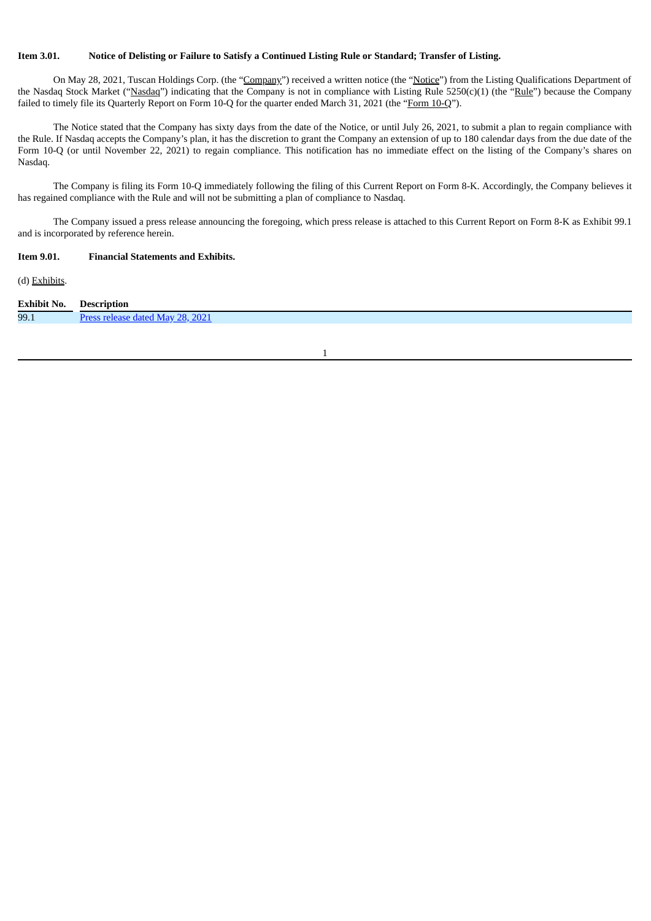**Item 3.01. Notice of Delisting or Failure to Satisfy a Continued Listing Rule or Standard; Transfer of Listing.**

On May 28, 2021, Tuscan Holdings Corp. (the "Company") received a written notice (the "Notice") from the Listing Qualifications Department of the Nasdaq Stock Market ("Nasdaq") indicating that the Company is not in compliance with Listing Rule 5250(c)(1) (the "Rule") because the Company failed to timely file its Quarterly Report on Form 10-Q for the quarter ended March 31, 2021 (the "Form 10-Q").

The Notice stated that the Company has sixty days from the date of the Notice, or until July 26, 2021, to submit a plan to regain compliance with the Rule. If Nasdaq accepts the Company's plan, it has the discretion to grant the Company an extension of up to 180 calendar days from the due date of the Form 10-Q (or until November 22, 2021) to regain compliance. This notification has no immediate effect on the listing of the Company's shares on Nasdaq.

The Company is filing its Form 10-Q immediately following the filing of this Current Report on Form 8-K. Accordingly, the Company believes it has regained compliance with the Rule and will not be submitting a plan of compliance to Nasdaq.

The Company issued a press release announcing the foregoing, which press release is attached to this Current Report on Form 8-K as Exhibit 99.1 and is incorporated by reference herein.

**Item 9.01. Financial Statements and Exhibits.**

(d) Exhibits.

| Exhibit No. | Description |
|---|---|
| 99.1 | Press release dated May 28, 2021 |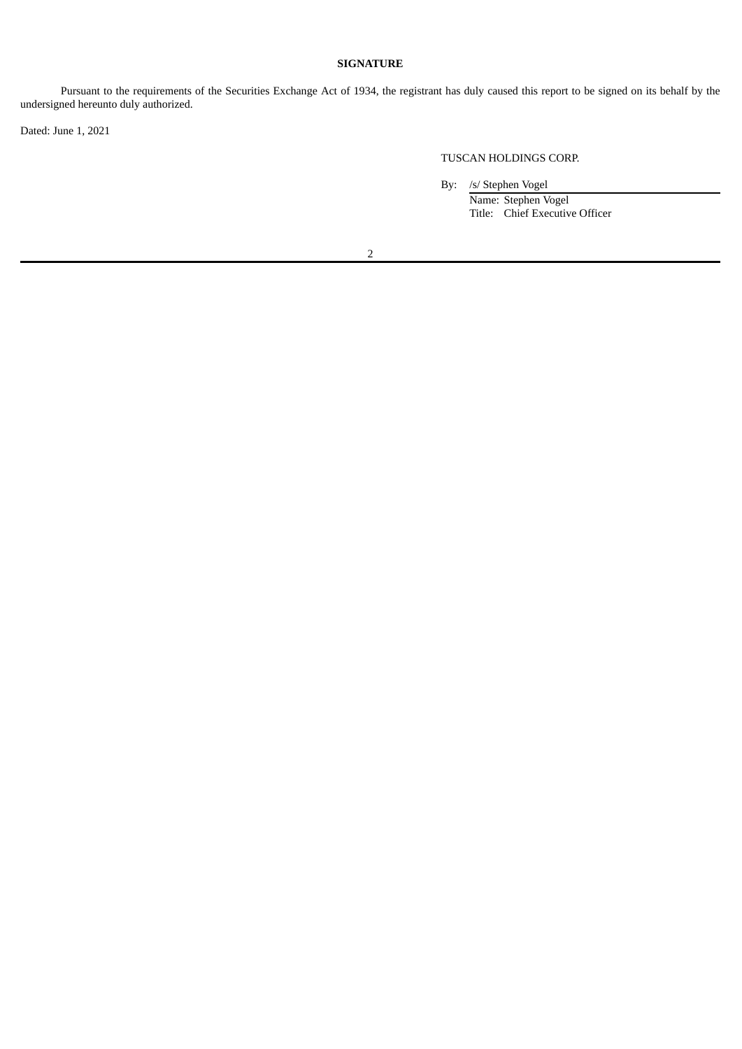**SIGNATURE**

Pursuant to the requirements of the Securities Exchange Act of 1934, the registrant has duly caused this report to be signed on its behalf by the undersigned hereunto duly authorized.

Dated: June 1, 2021

TUSCAN HOLDINGS CORP.

By: /s/ Stephen Vogel
Name: Stephen Vogel
Title: Chief Executive Officer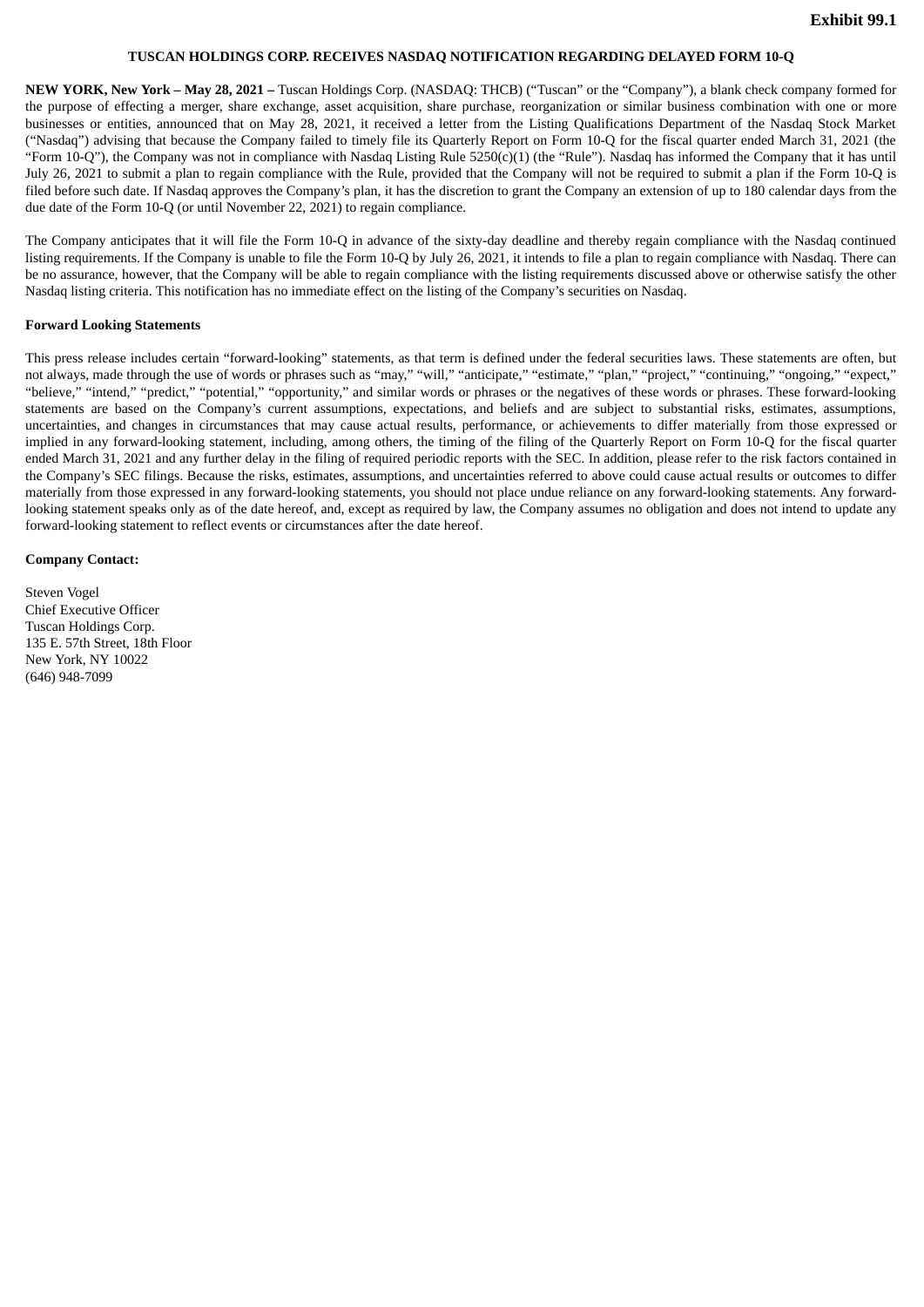**Exhibit 99.1**

**TUSCAN HOLDINGS CORP. RECEIVES NASDAQ NOTIFICATION REGARDING DELAYED FORM 10-Q**

**NEW YORK, New York – May 28, 2021 –** Tuscan Holdings Corp. (NASDAQ: THCB) ("Tuscan" or the "Company"), a blank check company formed for the purpose of effecting a merger, share exchange, asset acquisition, share purchase, reorganization or similar business combination with one or more businesses or entities, announced that on May 28, 2021, it received a letter from the Listing Qualifications Department of the Nasdaq Stock Market ("Nasdaq") advising that because the Company failed to timely file its Quarterly Report on Form 10-Q for the fiscal quarter ended March 31, 2021 (the "Form 10-Q"), the Company was not in compliance with Nasdaq Listing Rule 5250(c)(1) (the "Rule"). Nasdaq has informed the Company that it has until July 26, 2021 to submit a plan to regain compliance with the Rule, provided that the Company will not be required to submit a plan if the Form 10-Q is filed before such date. If Nasdaq approves the Company's plan, it has the discretion to grant the Company an extension of up to 180 calendar days from the due date of the Form 10-Q (or until November 22, 2021) to regain compliance.

The Company anticipates that it will file the Form 10-Q in advance of the sixty-day deadline and thereby regain compliance with the Nasdaq continued listing requirements. If the Company is unable to file the Form 10-Q by July 26, 2021, it intends to file a plan to regain compliance with Nasdaq. There can be no assurance, however, that the Company will be able to regain compliance with the listing requirements discussed above or otherwise satisfy the other Nasdaq listing criteria. This notification has no immediate effect on the listing of the Company's securities on Nasdaq.

**Forward Looking Statements**

This press release includes certain "forward-looking" statements, as that term is defined under the federal securities laws. These statements are often, but not always, made through the use of words or phrases such as "may," "will," "anticipate," "estimate," "plan," "project," "continuing," "ongoing," "expect," "believe," "intend," "predict," "potential," "opportunity," and similar words or phrases or the negatives of these words or phrases. These forward-looking statements are based on the Company's current assumptions, expectations, and beliefs and are subject to substantial risks, estimates, assumptions, uncertainties, and changes in circumstances that may cause actual results, performance, or achievements to differ materially from those expressed or implied in any forward-looking statement, including, among others, the timing of the filing of the Quarterly Report on Form 10-Q for the fiscal quarter ended March 31, 2021 and any further delay in the filing of required periodic reports with the SEC. In addition, please refer to the risk factors contained in the Company's SEC filings. Because the risks, estimates, assumptions, and uncertainties referred to above could cause actual results or outcomes to differ materially from those expressed in any forward-looking statements, you should not place undue reliance on any forward-looking statements. Any forward-looking statement speaks only as of the date hereof, and, except as required by law, the Company assumes no obligation and does not intend to update any forward-looking statement to reflect events or circumstances after the date hereof.

**Company Contact:**

Steven Vogel
Chief Executive Officer
Tuscan Holdings Corp.
135 E. 57th Street, 18th Floor
New York, NY 10022
(646) 948-7099